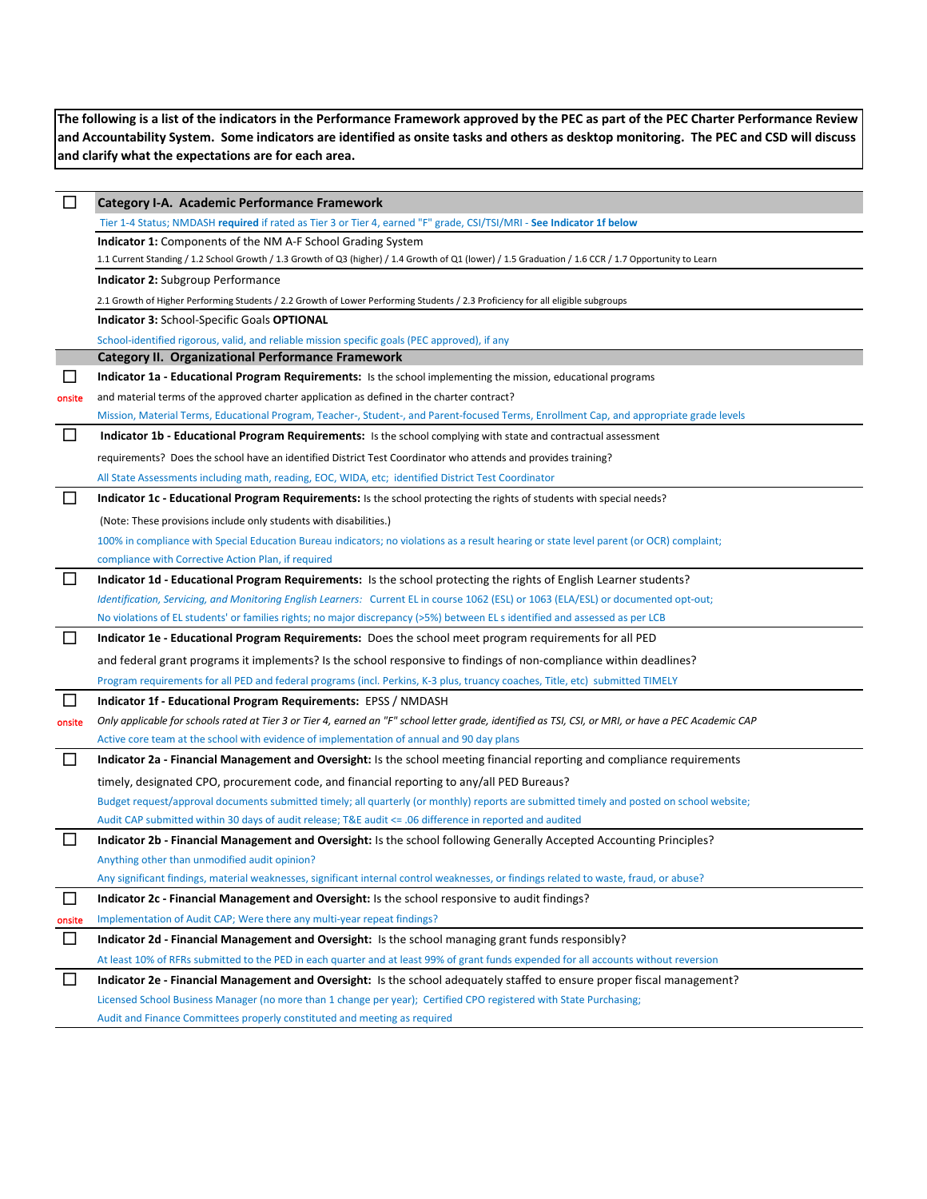**The following is a list of the indicators in the Performance Framework approved by the PEC as part of the PEC Charter Performance Review and Accountability System. Some indicators are identified as onsite tasks and others as desktop monitoring. The PEC and CSD will discuss and clarify what the expectations are for each area.**

## ☐ Category I-A. Academic Performance Framework

Tier 1-4 Status; NMDASH **required** if rated as Tier 3 or Tier 4, earned "F" grade, CSI/TSI/MRI - **See Indicator 1f below**

**Indicator 1:** Components of the NM A-F School Grading System

1.1 Current Standing / 1.2 School Growth / 1.3 Growth of Q3 (higher) / 1.4 Growth of Q1 (lower) / 1.5 Graduation / 1.6 CCR / 1.7 Opportunity to Learn

**Indicator 2:** Subgroup Performance

2.1 Growth of Higher Performing Students / 2.2 Growth of Lower Performing Students / 2.3 Proficiency for all eligible subgroups

**Indicator 3:** School-Specific Goals **OPTIONAL**

School-identified rigorous, valid, and reliable mission specific goals (PEC approved), if any

## Category II. Organizational Performance Framework

☐ (onsite) **Indicator 1a - Educational Program Requirements:** Is the school implementing the mission, educational programs and material terms of the approved charter application as defined in the charter contract?

Mission, Material Terms, Educational Program, Teacher-, Student-, and Parent-focused Terms, Enrollment Cap, and appropriate grade levels

☐ **Indicator 1b - Educational Program Requirements:** Is the school complying with state and contractual assessment requirements? Does the school have an identified District Test Coordinator who attends and provides training?

All State Assessments including math, reading, EOC, WIDA, etc; identified District Test Coordinator

☐ **Indicator 1c - Educational Program Requirements:** Is the school protecting the rights of students with special needs?

(Note: These provisions include only students with disabilities.)

100% in compliance with Special Education Bureau indicators; no violations as a result hearing or state level parent (or OCR) complaint; compliance with Corrective Action Plan, if required

☐ **Indicator 1d - Educational Program Requirements:** Is the school protecting the rights of English Learner students?

*Identification, Servicing, and Monitoring English Learners:* Current EL in course 1062 (ESL) or 1063 (ELA/ESL) or documented opt-out; No violations of EL students' or families rights; no major discrepancy (>5%) between EL s identified and assessed as per LCB

☐ **Indicator 1e - Educational Program Requirements:** Does the school meet program requirements for all PED and federal grant programs it implements? Is the school responsive to findings of non-compliance within deadlines?

Program requirements for all PED and federal programs (incl. Perkins, K-3 plus, truancy coaches, Title, etc) submitted TIMELY

☐ (onsite) **Indicator 1f - Educational Program Requirements:** EPSS / NMDASH

*Only applicable for schools rated at Tier 3 or Tier 4, earned an "F" school letter grade, identified as TSI, CSI, or MRI, or have a PEC Academic CAP*

Active core team at the school with evidence of implementation of annual and 90 day plans

☐ **Indicator 2a - Financial Management and Oversight:** Is the school meeting financial reporting and compliance requirements timely, designated CPO, procurement code, and financial reporting to any/all PED Bureaus?

Budget request/approval documents submitted timely; all quarterly (or monthly) reports are submitted timely and posted on school website; Audit CAP submitted within 30 days of audit release; T&E audit <= .06 difference in reported and audited

☐ **Indicator 2b - Financial Management and Oversight:** Is the school following Generally Accepted Accounting Principles?

Anything other than unmodified audit opinion?

Any significant findings, material weaknesses, significant internal control weaknesses, or findings related to waste, fraud, or abuse?

☐ (onsite) **Indicator 2c - Financial Management and Oversight:** Is the school responsive to audit findings?

Implementation of Audit CAP; Were there any multi-year repeat findings?

☐ **Indicator 2d - Financial Management and Oversight:** Is the school managing grant funds responsibly?

At least 10% of RFRs submitted to the PED in each quarter and at least 99% of grant funds expended for all accounts without reversion

☐ **Indicator 2e - Financial Management and Oversight:** Is the school adequately staffed to ensure proper fiscal management?

Licensed School Business Manager (no more than 1 change per year); Certified CPO registered with State Purchasing; Audit and Finance Committees properly constituted and meeting as required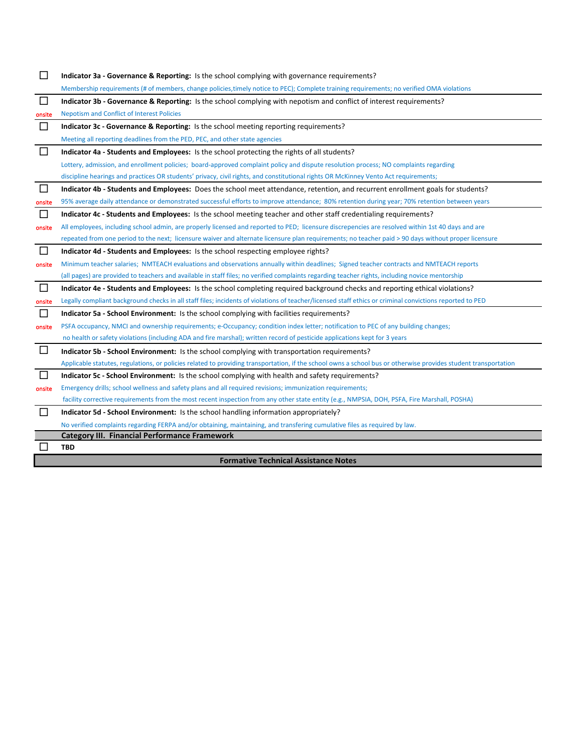- ☐ **Indicator 3a - Governance & Reporting:** Is the school complying with governance requirements?
  Membership requirements (# of members, change policies,timely notice to PEC); Complete training requirements; no verified OMA violations

- ☐ **Indicator 3b - Governance & Reporting:** Is the school complying with nepotism and conflict of interest requirements?
  onsite — Nepotism and Conflict of Interest Policies

- ☐ **Indicator 3c - Governance & Reporting:** Is the school meeting reporting requirements?
  Meeting all reporting deadlines from the PED, PEC, and other state agencies

- ☐ **Indicator 4a - Students and Employees:** Is the school protecting the rights of all students?
  Lottery, admission, and enrollment policies; board-approved complaint policy and dispute resolution process; NO complaints regarding discipline hearings and practices OR students' privacy, civil rights, and constitutional rights OR McKinney Vento Act requirements;

- ☐ **Indicator 4b - Students and Employees:** Does the school meet attendance, retention, and recurrent enrollment goals for students?
  onsite — 95% average daily attendance or demonstrated successful efforts to improve attendance; 80% retention during year; 70% retention between years

- ☐ **Indicator 4c - Students and Employees:** Is the school meeting teacher and other staff credentialing requirements?
  onsite — All employees, including school admin, are properly licensed and reported to PED; licensure discrepencies are resolved within 1st 40 days and are repeated from one period to the next; licensure waiver and alternate licensure plan requirements; no teacher paid > 90 days without proper licensure

- ☐ **Indicator 4d - Students and Employees:** Is the school respecting employee rights?
  onsite — Minimum teacher salaries; NMTEACH evaluations and observations annually within deadlines; Signed teacher contracts and NMTEACH reports (all pages) are provided to teachers and available in staff files; no verified complaints regarding teacher rights, including novice mentorship

- ☐ **Indicator 4e - Students and Employees:** Is the school completing required background checks and reporting ethical violations?
  onsite — Legally compliant background checks in all staff files; incidents of violations of teacher/licensed staff ethics or criminal convictions reported to PED

- ☐ **Indicator 5a - School Environment:** Is the school complying with facilities requirements?
  onsite — PSFA occupancy, NMCI and ownership requirements; e-Occupancy; condition index letter; notification to PEC of any building changes; no health or safety violations (including ADA and fire marshal); written record of pesticide applications kept for 3 years

- ☐ **Indicator 5b - School Environment:** Is the school complying with transportation requirements?
  Applicable statutes, regulations, or policies related to providing transportation, if the school owns a school bus or otherwise provides student transportation

- ☐ **Indicator 5c - School Environment:** Is the school complying with health and safety requirements?
  onsite — Emergency drills; school wellness and safety plans and all required revisions; immunization requirements; facility corrective requirements from the most recent inspection from any other state entity (e.g., NMPSIA, DOH, PSFA, Fire Marshall, POSHA)

- ☐ **Indicator 5d - School Environment:** Is the school handling information appropriately?
  No verified complaints regarding FERPA and/or obtaining, maintaining, and transfering cumulative files as required by law.

## Category III. Financial Performance Framework

- ☐ **TBD**

## Formative Technical Assistance Notes